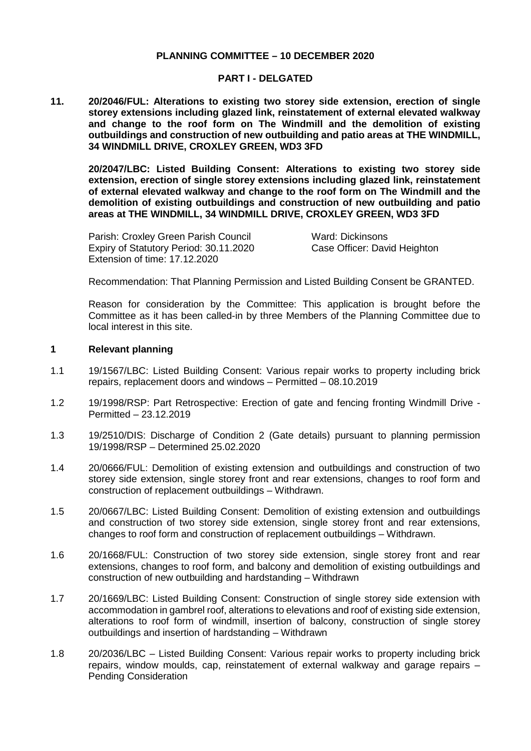**PLANNING COMMITTEE – 10 DECEMBER 2020**

**PART I - DELGATED**

**11. 20/2046/FUL: Alterations to existing two storey side extension, erection of single storey extensions including glazed link, reinstatement of external elevated walkway and change to the roof form on The Windmill and the demolition of existing outbuildings and construction of new outbuilding and patio areas at THE WINDMILL, 34 WINDMILL DRIVE, CROXLEY GREEN, WD3 3FD**

**20/2047/LBC: Listed Building Consent: Alterations to existing two storey side extension, erection of single storey extensions including glazed link, reinstatement of external elevated walkway and change to the roof form on The Windmill and the demolition of existing outbuildings and construction of new outbuilding and patio areas at THE WINDMILL, 34 WINDMILL DRIVE, CROXLEY GREEN, WD3 3FD**

Parish: Croxley Green Parish Council
Expiry of Statutory Period: 30.11.2020
Extension of time: 17.12.2020

Ward: Dickinsons
Case Officer: David Heighton

Recommendation: That Planning Permission and Listed Building Consent be GRANTED.

Reason for consideration by the Committee: This application is brought before the Committee as it has been called-in by three Members of the Planning Committee due to local interest in this site.

## 1 Relevant planning

1.1 19/1567/LBC: Listed Building Consent: Various repair works to property including brick repairs, replacement doors and windows – Permitted – 08.10.2019

1.2 19/1998/RSP: Part Retrospective: Erection of gate and fencing fronting Windmill Drive - Permitted – 23.12.2019

1.3 19/2510/DIS: Discharge of Condition 2 (Gate details) pursuant to planning permission 19/1998/RSP – Determined 25.02.2020

1.4 20/0666/FUL: Demolition of existing extension and outbuildings and construction of two storey side extension, single storey front and rear extensions, changes to roof form and construction of replacement outbuildings – Withdrawn.

1.5 20/0667/LBC: Listed Building Consent: Demolition of existing extension and outbuildings and construction of two storey side extension, single storey front and rear extensions, changes to roof form and construction of replacement outbuildings – Withdrawn.

1.6 20/1668/FUL: Construction of two storey side extension, single storey front and rear extensions, changes to roof form, and balcony and demolition of existing outbuildings and construction of new outbuilding and hardstanding – Withdrawn

1.7 20/1669/LBC: Listed Building Consent: Construction of single storey side extension with accommodation in gambrel roof, alterations to elevations and roof of existing side extension, alterations to roof form of windmill, insertion of balcony, construction of single storey outbuildings and insertion of hardstanding – Withdrawn

1.8 20/2036/LBC – Listed Building Consent: Various repair works to property including brick repairs, window moulds, cap, reinstatement of external walkway and garage repairs – Pending Consideration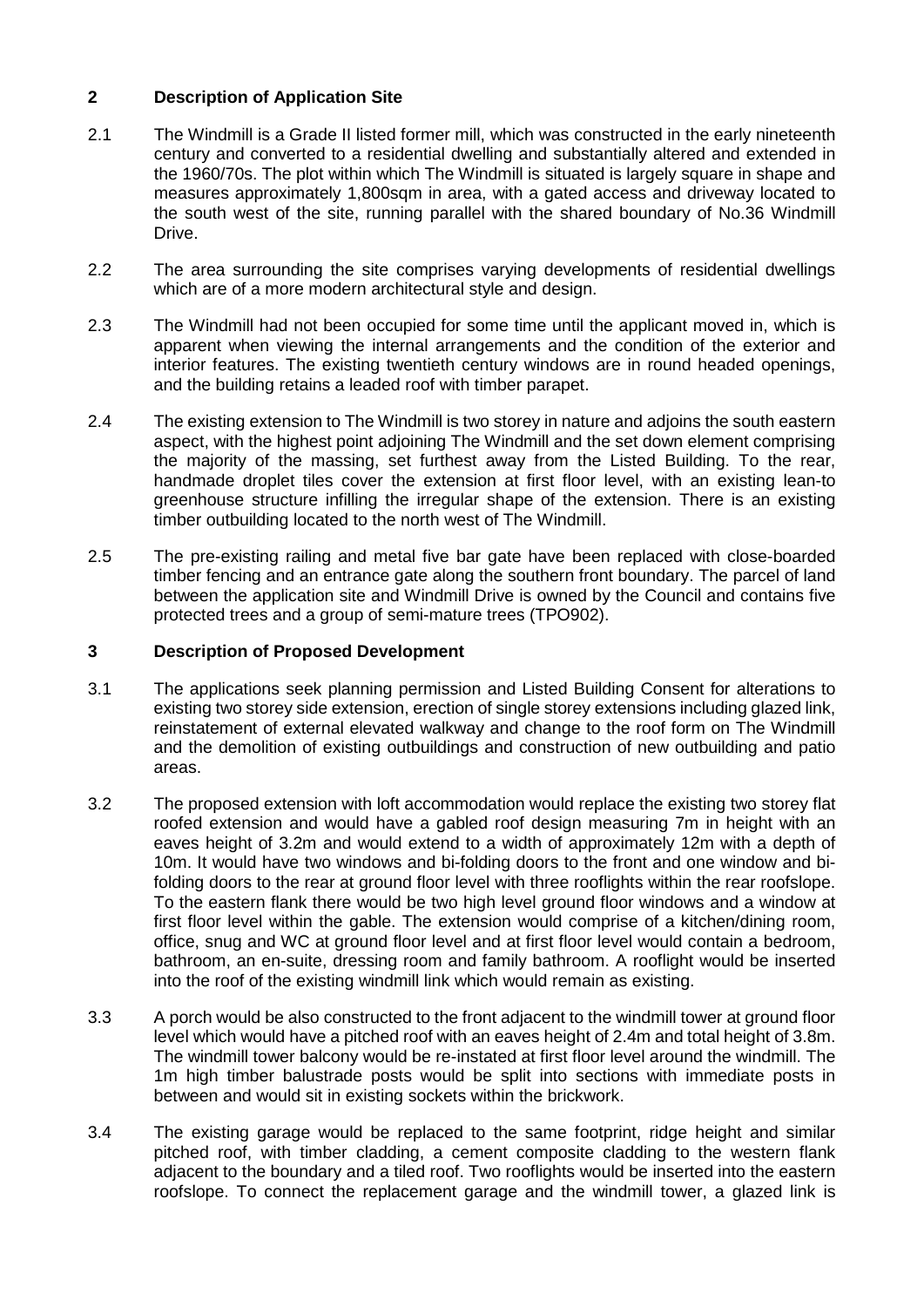## 2 Description of Application Site

2.1 The Windmill is a Grade II listed former mill, which was constructed in the early nineteenth century and converted to a residential dwelling and substantially altered and extended in the 1960/70s. The plot within which The Windmill is situated is largely square in shape and measures approximately 1,800sqm in area, with a gated access and driveway located to the south west of the site, running parallel with the shared boundary of No.36 Windmill Drive.

2.2 The area surrounding the site comprises varying developments of residential dwellings which are of a more modern architectural style and design.

2.3 The Windmill had not been occupied for some time until the applicant moved in, which is apparent when viewing the internal arrangements and the condition of the exterior and interior features. The existing twentieth century windows are in round headed openings, and the building retains a leaded roof with timber parapet.

2.4 The existing extension to The Windmill is two storey in nature and adjoins the south eastern aspect, with the highest point adjoining The Windmill and the set down element comprising the majority of the massing, set furthest away from the Listed Building. To the rear, handmade droplet tiles cover the extension at first floor level, with an existing lean-to greenhouse structure infilling the irregular shape of the extension. There is an existing timber outbuilding located to the north west of The Windmill.

2.5 The pre-existing railing and metal five bar gate have been replaced with close-boarded timber fencing and an entrance gate along the southern front boundary. The parcel of land between the application site and Windmill Drive is owned by the Council and contains five protected trees and a group of semi-mature trees (TPO902).

## 3 Description of Proposed Development

3.1 The applications seek planning permission and Listed Building Consent for alterations to existing two storey side extension, erection of single storey extensions including glazed link, reinstatement of external elevated walkway and change to the roof form on The Windmill and the demolition of existing outbuildings and construction of new outbuilding and patio areas.

3.2 The proposed extension with loft accommodation would replace the existing two storey flat roofed extension and would have a gabled roof design measuring 7m in height with an eaves height of 3.2m and would extend to a width of approximately 12m with a depth of 10m. It would have two windows and bi-folding doors to the front and one window and bi-folding doors to the rear at ground floor level with three rooflights within the rear roofslope. To the eastern flank there would be two high level ground floor windows and a window at first floor level within the gable. The extension would comprise of a kitchen/dining room, office, snug and WC at ground floor level and at first floor level would contain a bedroom, bathroom, an en-suite, dressing room and family bathroom. A rooflight would be inserted into the roof of the existing windmill link which would remain as existing.

3.3 A porch would be also constructed to the front adjacent to the windmill tower at ground floor level which would have a pitched roof with an eaves height of 2.4m and total height of 3.8m. The windmill tower balcony would be re-instated at first floor level around the windmill. The 1m high timber balustrade posts would be split into sections with immediate posts in between and would sit in existing sockets within the brickwork.

3.4 The existing garage would be replaced to the same footprint, ridge height and similar pitched roof, with timber cladding, a cement composite cladding to the western flank adjacent to the boundary and a tiled roof. Two rooflights would be inserted into the eastern roofslope. To connect the replacement garage and the windmill tower, a glazed link is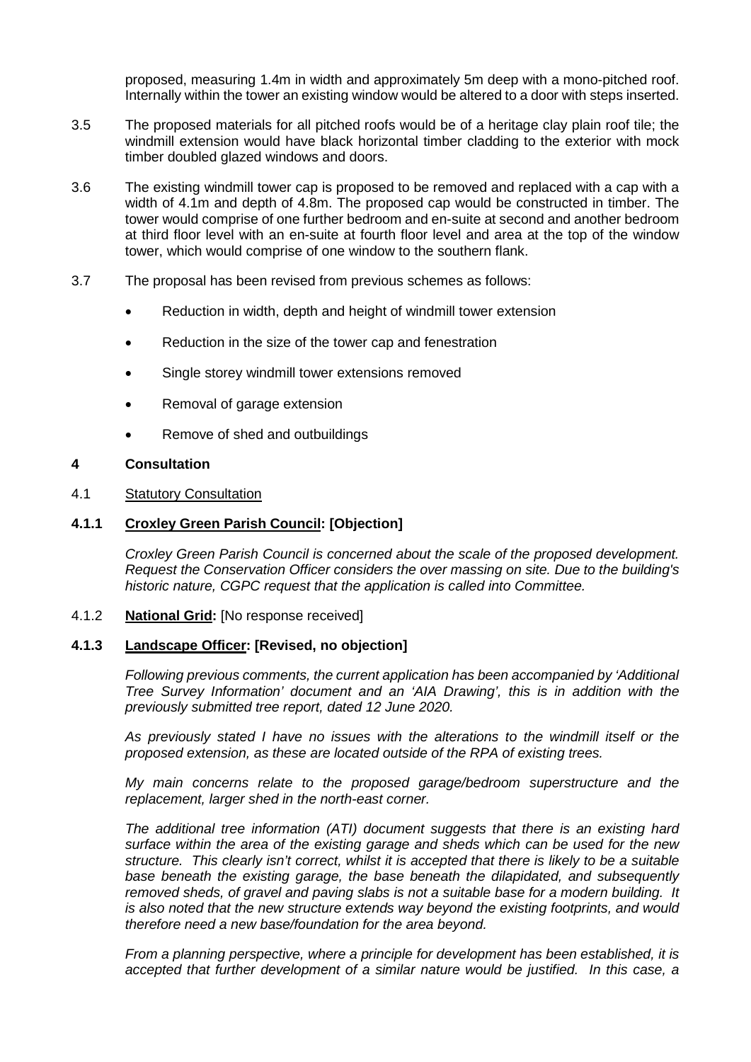proposed, measuring 1.4m in width and approximately 5m deep with a mono-pitched roof. Internally within the tower an existing window would be altered to a door with steps inserted.

3.5 The proposed materials for all pitched roofs would be of a heritage clay plain roof tile; the windmill extension would have black horizontal timber cladding to the exterior with mock timber doubled glazed windows and doors.

3.6 The existing windmill tower cap is proposed to be removed and replaced with a cap with a width of 4.1m and depth of 4.8m. The proposed cap would be constructed in timber. The tower would comprise of one further bedroom and en-suite at second and another bedroom at third floor level with an en-suite at fourth floor level and area at the top of the window tower, which would comprise of one window to the southern flank.

3.7 The proposal has been revised from previous schemes as follows:

- Reduction in width, depth and height of windmill tower extension
- Reduction in the size of the tower cap and fenestration
- Single storey windmill tower extensions removed
- Removal of garage extension
- Remove of shed and outbuildings

## 4 Consultation

4.1 Statutory Consultation

**4.1.1 Croxley Green Parish Council: [Objection]**

*Croxley Green Parish Council is concerned about the scale of the proposed development. Request the Conservation Officer considers the over massing on site. Due to the building's historic nature, CGPC request that the application is called into Committee.*

4.1.2 **National Grid:** [No response received]

**4.1.3 Landscape Officer: [Revised, no objection]**

*Following previous comments, the current application has been accompanied by 'Additional Tree Survey Information' document and an 'AIA Drawing', this is in addition with the previously submitted tree report, dated 12 June 2020.*

*As previously stated I have no issues with the alterations to the windmill itself or the proposed extension, as these are located outside of the RPA of existing trees.*

*My main concerns relate to the proposed garage/bedroom superstructure and the replacement, larger shed in the north-east corner.*

*The additional tree information (ATI) document suggests that there is an existing hard surface within the area of the existing garage and sheds which can be used for the new structure. This clearly isn't correct, whilst it is accepted that there is likely to be a suitable base beneath the existing garage, the base beneath the dilapidated, and subsequently removed sheds, of gravel and paving slabs is not a suitable base for a modern building. It is also noted that the new structure extends way beyond the existing footprints, and would therefore need a new base/foundation for the area beyond.*

*From a planning perspective, where a principle for development has been established, it is accepted that further development of a similar nature would be justified. In this case, a*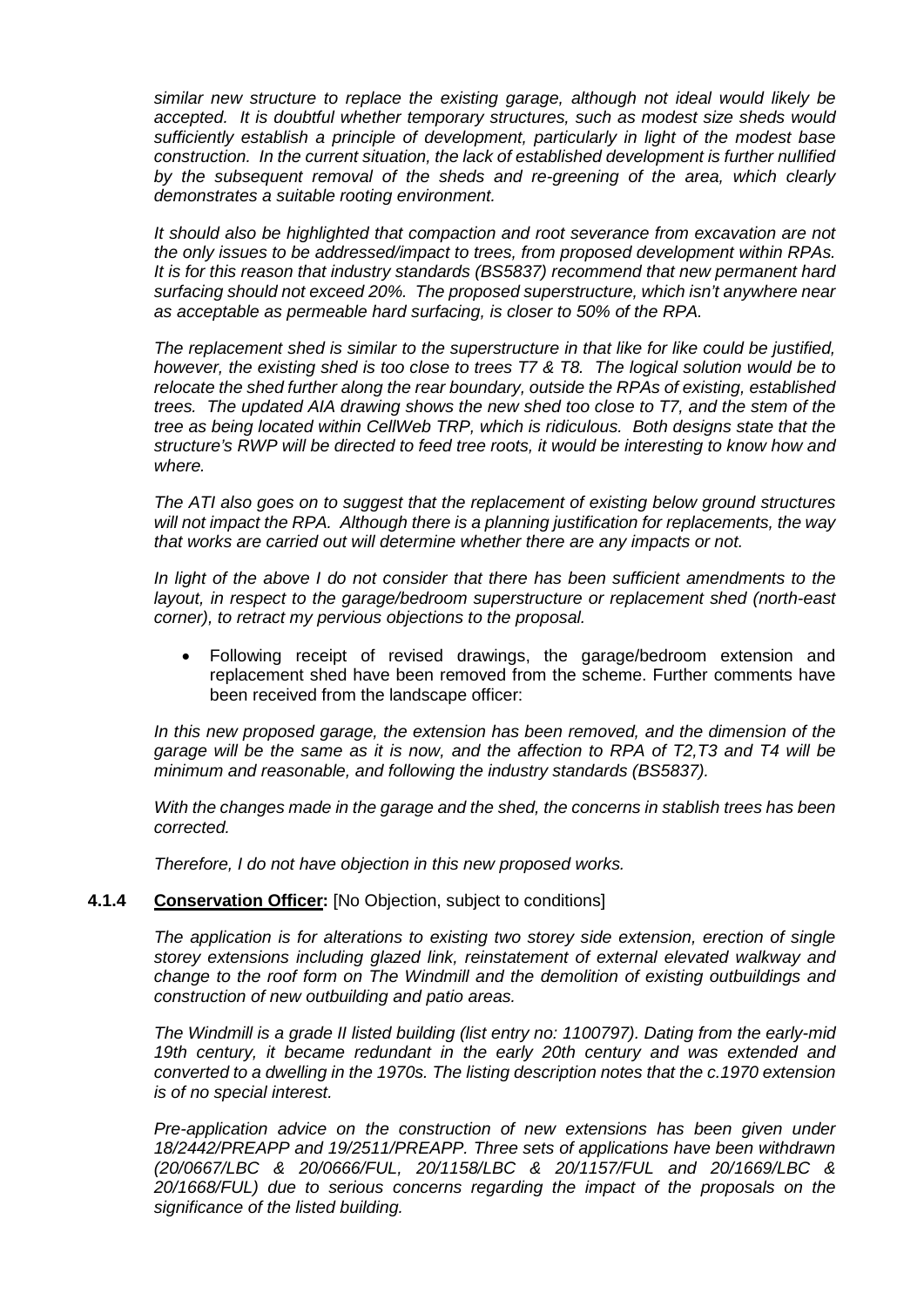*similar new structure to replace the existing garage, although not ideal would likely be accepted. It is doubtful whether temporary structures, such as modest size sheds would sufficiently establish a principle of development, particularly in light of the modest base construction. In the current situation, the lack of established development is further nullified by the subsequent removal of the sheds and re-greening of the area, which clearly demonstrates a suitable rooting environment.*

*It should also be highlighted that compaction and root severance from excavation are not the only issues to be addressed/impact to trees, from proposed development within RPAs. It is for this reason that industry standards (BS5837) recommend that new permanent hard surfacing should not exceed 20%. The proposed superstructure, which isn't anywhere near as acceptable as permeable hard surfacing, is closer to 50% of the RPA.*

*The replacement shed is similar to the superstructure in that like for like could be justified, however, the existing shed is too close to trees T7 & T8. The logical solution would be to relocate the shed further along the rear boundary, outside the RPAs of existing, established trees. The updated AIA drawing shows the new shed too close to T7, and the stem of the tree as being located within CellWeb TRP, which is ridiculous. Both designs state that the structure's RWP will be directed to feed tree roots, it would be interesting to know how and where.*

*The ATI also goes on to suggest that the replacement of existing below ground structures will not impact the RPA. Although there is a planning justification for replacements, the way that works are carried out will determine whether there are any impacts or not.*

*In light of the above I do not consider that there has been sufficient amendments to the layout, in respect to the garage/bedroom superstructure or replacement shed (north-east corner), to retract my pervious objections to the proposal.*

- Following receipt of revised drawings, the garage/bedroom extension and replacement shed have been removed from the scheme. Further comments have been received from the landscape officer:

*In this new proposed garage, the extension has been removed, and the dimension of the garage will be the same as it is now, and the affection to RPA of T2,T3 and T4 will be minimum and reasonable, and following the industry standards (BS5837).*

*With the changes made in the garage and the shed, the concerns in stablish trees has been corrected.*

*Therefore, I do not have objection in this new proposed works.*

**4.1.4** **Conservation Officer:** [No Objection, subject to conditions]

*The application is for alterations to existing two storey side extension, erection of single storey extensions including glazed link, reinstatement of external elevated walkway and change to the roof form on The Windmill and the demolition of existing outbuildings and construction of new outbuilding and patio areas.*

*The Windmill is a grade II listed building (list entry no: 1100797). Dating from the early-mid 19th century, it became redundant in the early 20th century and was extended and converted to a dwelling in the 1970s. The listing description notes that the c.1970 extension is of no special interest.*

*Pre-application advice on the construction of new extensions has been given under 18/2442/PREAPP and 19/2511/PREAPP. Three sets of applications have been withdrawn (20/0667/LBC & 20/0666/FUL, 20/1158/LBC & 20/1157/FUL and 20/1669/LBC & 20/1668/FUL) due to serious concerns regarding the impact of the proposals on the significance of the listed building.*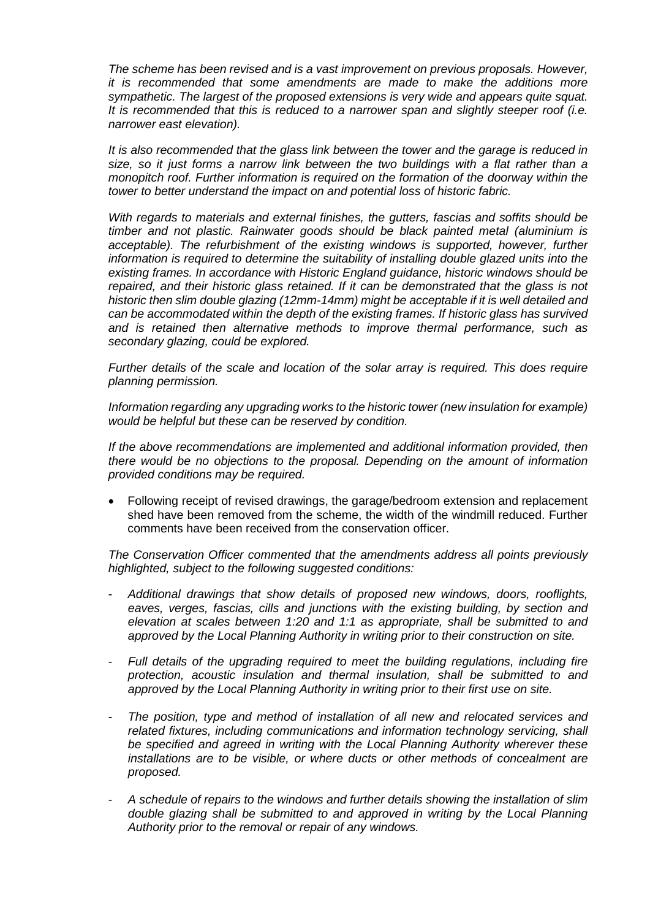*The scheme has been revised and is a vast improvement on previous proposals. However, it is recommended that some amendments are made to make the additions more sympathetic. The largest of the proposed extensions is very wide and appears quite squat. It is recommended that this is reduced to a narrower span and slightly steeper roof (i.e. narrower east elevation).*

*It is also recommended that the glass link between the tower and the garage is reduced in size, so it just forms a narrow link between the two buildings with a flat rather than a monopitch roof. Further information is required on the formation of the doorway within the tower to better understand the impact on and potential loss of historic fabric.*

*With regards to materials and external finishes, the gutters, fascias and soffits should be timber and not plastic. Rainwater goods should be black painted metal (aluminium is acceptable). The refurbishment of the existing windows is supported, however, further information is required to determine the suitability of installing double glazed units into the existing frames. In accordance with Historic England guidance, historic windows should be repaired, and their historic glass retained. If it can be demonstrated that the glass is not historic then slim double glazing (12mm-14mm) might be acceptable if it is well detailed and can be accommodated within the depth of the existing frames. If historic glass has survived and is retained then alternative methods to improve thermal performance, such as secondary glazing, could be explored.*

*Further details of the scale and location of the solar array is required. This does require planning permission.*

*Information regarding any upgrading works to the historic tower (new insulation for example) would be helpful but these can be reserved by condition.*

*If the above recommendations are implemented and additional information provided, then there would be no objections to the proposal. Depending on the amount of information provided conditions may be required.*

- Following receipt of revised drawings, the garage/bedroom extension and replacement shed have been removed from the scheme, the width of the windmill reduced. Further comments have been received from the conservation officer.

*The Conservation Officer commented that the amendments address all points previously highlighted, subject to the following suggested conditions:*

- *Additional drawings that show details of proposed new windows, doors, rooflights, eaves, verges, fascias, cills and junctions with the existing building, by section and elevation at scales between 1:20 and 1:1 as appropriate, shall be submitted to and approved by the Local Planning Authority in writing prior to their construction on site.*
- *Full details of the upgrading required to meet the building regulations, including fire protection, acoustic insulation and thermal insulation, shall be submitted to and approved by the Local Planning Authority in writing prior to their first use on site.*
- *The position, type and method of installation of all new and relocated services and related fixtures, including communications and information technology servicing, shall be specified and agreed in writing with the Local Planning Authority wherever these installations are to be visible, or where ducts or other methods of concealment are proposed.*
- *A schedule of repairs to the windows and further details showing the installation of slim double glazing shall be submitted to and approved in writing by the Local Planning Authority prior to the removal or repair of any windows.*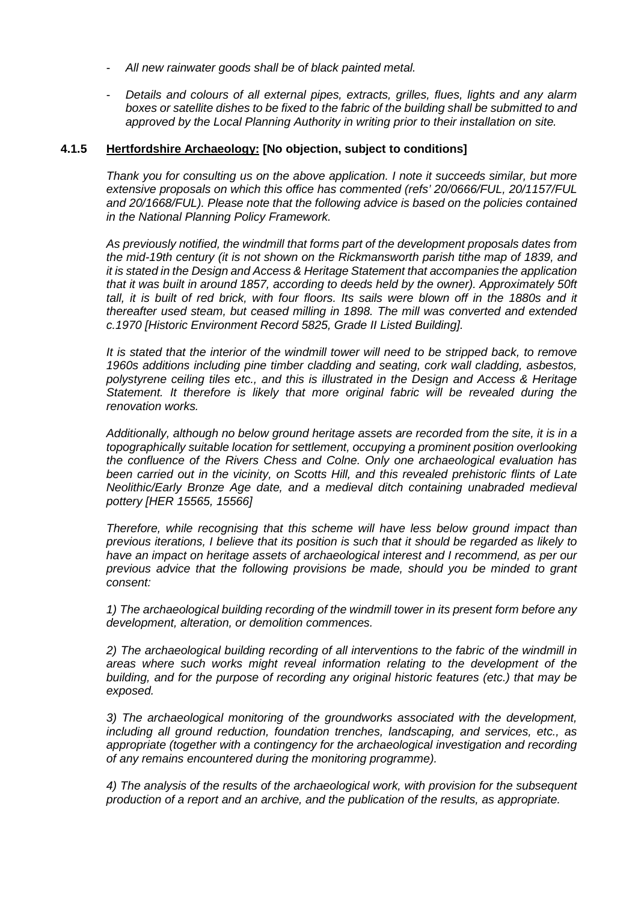- *All new rainwater goods shall be of black painted metal.*

- *Details and colours of all external pipes, extracts, grilles, flues, lights and any alarm boxes or satellite dishes to be fixed to the fabric of the building shall be submitted to and approved by the Local Planning Authority in writing prior to their installation on site.*

**4.1.5** **Hertfordshire Archaeology: [No objection, subject to conditions]**

*Thank you for consulting us on the above application. I note it succeeds similar, but more extensive proposals on which this office has commented (refs' 20/0666/FUL, 20/1157/FUL and 20/1668/FUL). Please note that the following advice is based on the policies contained in the National Planning Policy Framework.*

*As previously notified, the windmill that forms part of the development proposals dates from the mid-19th century (it is not shown on the Rickmansworth parish tithe map of 1839, and it is stated in the Design and Access & Heritage Statement that accompanies the application that it was built in around 1857, according to deeds held by the owner). Approximately 50ft tall, it is built of red brick, with four floors. Its sails were blown off in the 1880s and it thereafter used steam, but ceased milling in 1898. The mill was converted and extended c.1970 [Historic Environment Record 5825, Grade II Listed Building].*

*It is stated that the interior of the windmill tower will need to be stripped back, to remove 1960s additions including pine timber cladding and seating, cork wall cladding, asbestos, polystyrene ceiling tiles etc., and this is illustrated in the Design and Access & Heritage Statement. It therefore is likely that more original fabric will be revealed during the renovation works.*

*Additionally, although no below ground heritage assets are recorded from the site, it is in a topographically suitable location for settlement, occupying a prominent position overlooking the confluence of the Rivers Chess and Colne. Only one archaeological evaluation has been carried out in the vicinity, on Scotts Hill, and this revealed prehistoric flints of Late Neolithic/Early Bronze Age date, and a medieval ditch containing unabraded medieval pottery [HER 15565, 15566]*

*Therefore, while recognising that this scheme will have less below ground impact than previous iterations, I believe that its position is such that it should be regarded as likely to have an impact on heritage assets of archaeological interest and I recommend, as per our previous advice that the following provisions be made, should you be minded to grant consent:*

*1) The archaeological building recording of the windmill tower in its present form before any development, alteration, or demolition commences.*

*2) The archaeological building recording of all interventions to the fabric of the windmill in areas where such works might reveal information relating to the development of the building, and for the purpose of recording any original historic features (etc.) that may be exposed.*

*3) The archaeological monitoring of the groundworks associated with the development, including all ground reduction, foundation trenches, landscaping, and services, etc., as appropriate (together with a contingency for the archaeological investigation and recording of any remains encountered during the monitoring programme).*

*4) The analysis of the results of the archaeological work, with provision for the subsequent production of a report and an archive, and the publication of the results, as appropriate.*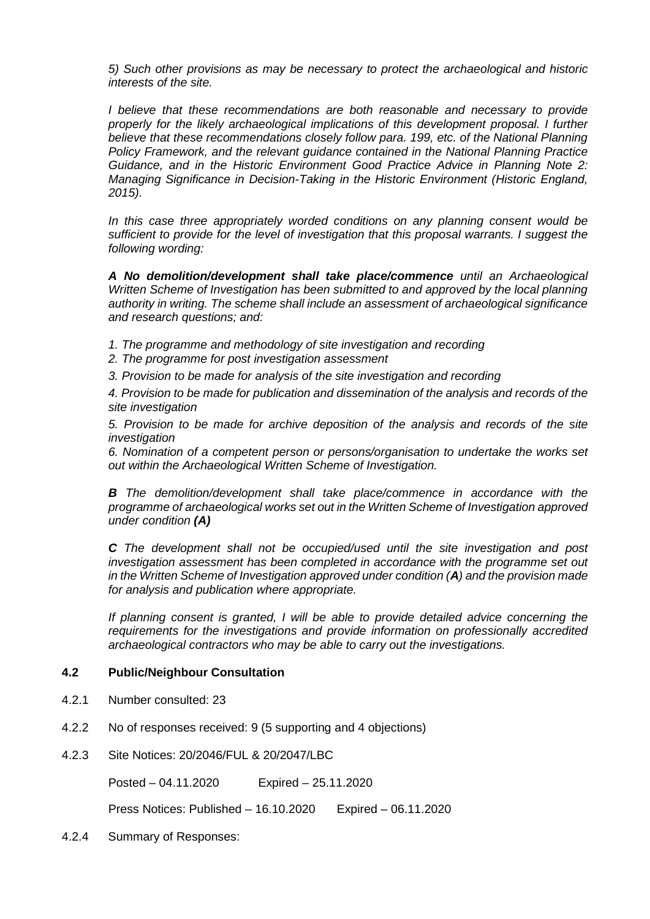*5) Such other provisions as may be necessary to protect the archaeological and historic interests of the site.*

*I believe that these recommendations are both reasonable and necessary to provide properly for the likely archaeological implications of this development proposal. I further believe that these recommendations closely follow para. 199, etc. of the National Planning Policy Framework, and the relevant guidance contained in the National Planning Practice Guidance, and in the Historic Environment Good Practice Advice in Planning Note 2: Managing Significance in Decision-Taking in the Historic Environment (Historic England, 2015).*

*In this case three appropriately worded conditions on any planning consent would be sufficient to provide for the level of investigation that this proposal warrants. I suggest the following wording:*

***A No demolition/development shall take place/commence** until an Archaeological Written Scheme of Investigation has been submitted to and approved by the local planning authority in writing. The scheme shall include an assessment of archaeological significance and research questions; and:*

*1. The programme and methodology of site investigation and recording*

*2. The programme for post investigation assessment*

*3. Provision to be made for analysis of the site investigation and recording*

*4. Provision to be made for publication and dissemination of the analysis and records of the site investigation*

*5. Provision to be made for archive deposition of the analysis and records of the site investigation*

*6. Nomination of a competent person or persons/organisation to undertake the works set out within the Archaeological Written Scheme of Investigation.*

***B** The demolition/development shall take place/commence in accordance with the programme of archaeological works set out in the Written Scheme of Investigation approved under condition **(A)***

***C** The development shall not be occupied/used until the site investigation and post investigation assessment has been completed in accordance with the programme set out in the Written Scheme of Investigation approved under condition (**A**) and the provision made for analysis and publication where appropriate.*

*If planning consent is granted, I will be able to provide detailed advice concerning the requirements for the investigations and provide information on professionally accredited archaeological contractors who may be able to carry out the investigations.*

### 4.2 Public/Neighbour Consultation

4.2.1 Number consulted: 23

4.2.2 No of responses received: 9 (5 supporting and 4 objections)

4.2.3 Site Notices: 20/2046/FUL & 20/2047/LBC

Posted – 04.11.2020 Expired – 25.11.2020

Press Notices: Published – 16.10.2020 Expired – 06.11.2020

4.2.4 Summary of Responses: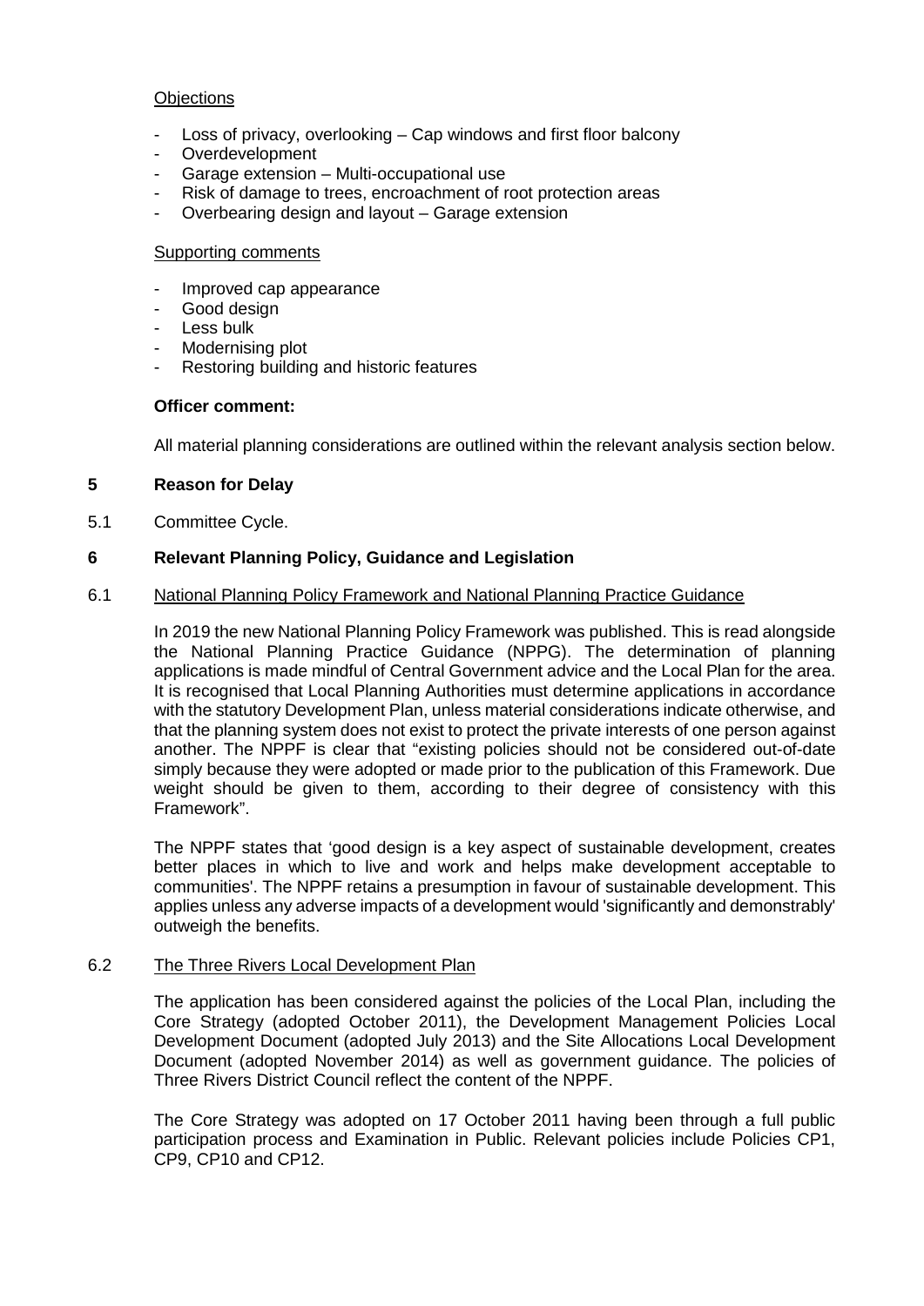Objections

- Loss of privacy, overlooking – Cap windows and first floor balcony
- Overdevelopment
- Garage extension – Multi-occupational use
- Risk of damage to trees, encroachment of root protection areas
- Overbearing design and layout – Garage extension

Supporting comments

- Improved cap appearance
- Good design
- Less bulk
- Modernising plot
- Restoring building and historic features

**Officer comment:**

All material planning considerations are outlined within the relevant analysis section below.

## 5 Reason for Delay

5.1 Committee Cycle.

## 6 Relevant Planning Policy, Guidance and Legislation

6.1 National Planning Policy Framework and National Planning Practice Guidance

In 2019 the new National Planning Policy Framework was published. This is read alongside the National Planning Practice Guidance (NPPG). The determination of planning applications is made mindful of Central Government advice and the Local Plan for the area. It is recognised that Local Planning Authorities must determine applications in accordance with the statutory Development Plan, unless material considerations indicate otherwise, and that the planning system does not exist to protect the private interests of one person against another. The NPPF is clear that "existing policies should not be considered out-of-date simply because they were adopted or made prior to the publication of this Framework. Due weight should be given to them, according to their degree of consistency with this Framework".

The NPPF states that 'good design is a key aspect of sustainable development, creates better places in which to live and work and helps make development acceptable to communities'. The NPPF retains a presumption in favour of sustainable development. This applies unless any adverse impacts of a development would 'significantly and demonstrably' outweigh the benefits.

6.2 The Three Rivers Local Development Plan

The application has been considered against the policies of the Local Plan, including the Core Strategy (adopted October 2011), the Development Management Policies Local Development Document (adopted July 2013) and the Site Allocations Local Development Document (adopted November 2014) as well as government guidance. The policies of Three Rivers District Council reflect the content of the NPPF.

The Core Strategy was adopted on 17 October 2011 having been through a full public participation process and Examination in Public. Relevant policies include Policies CP1, CP9, CP10 and CP12.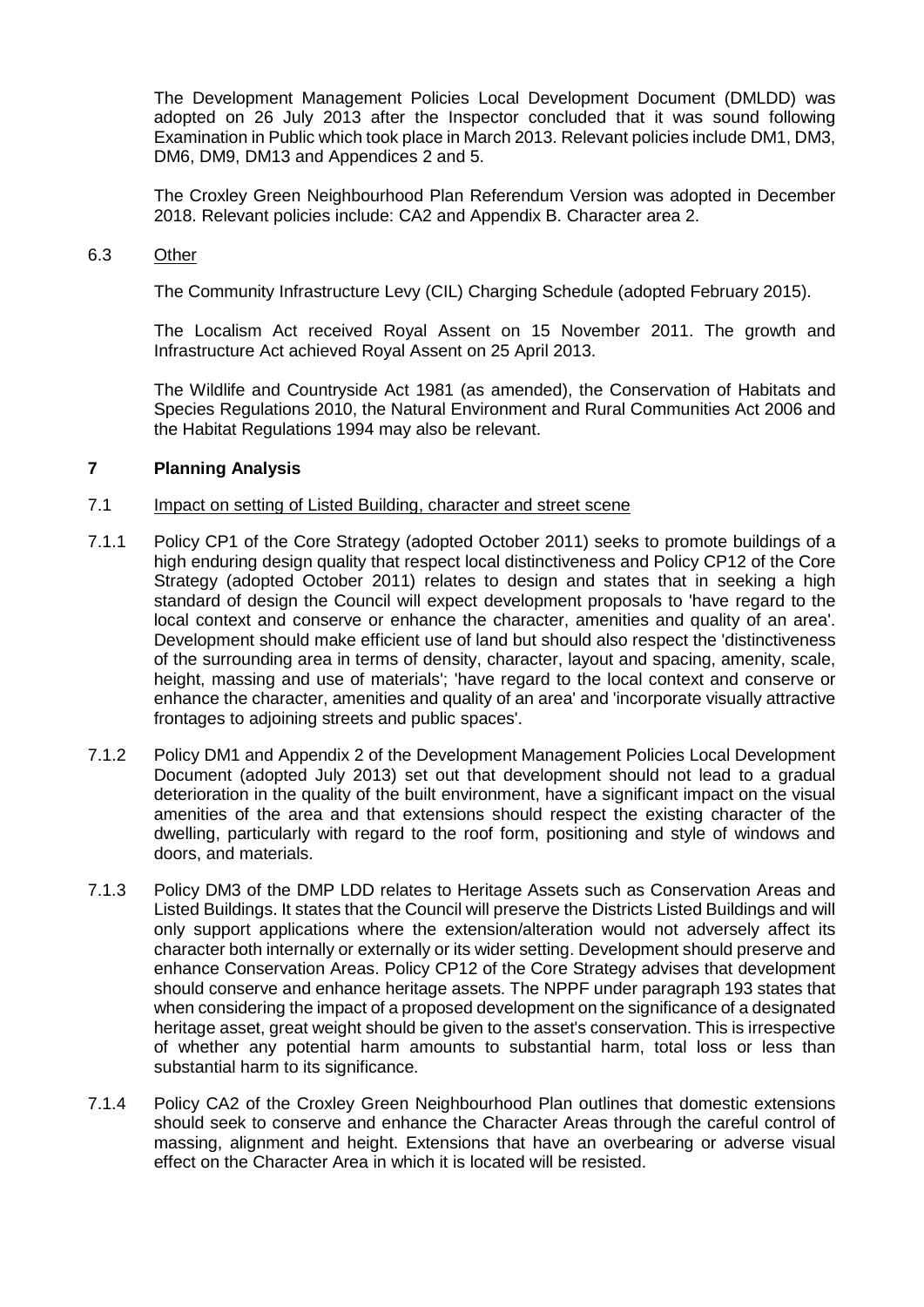The Development Management Policies Local Development Document (DMLDD) was adopted on 26 July 2013 after the Inspector concluded that it was sound following Examination in Public which took place in March 2013. Relevant policies include DM1, DM3, DM6, DM9, DM13 and Appendices 2 and 5.

The Croxley Green Neighbourhood Plan Referendum Version was adopted in December 2018. Relevant policies include: CA2 and Appendix B. Character area 2.

6.3 Other

The Community Infrastructure Levy (CIL) Charging Schedule (adopted February 2015).

The Localism Act received Royal Assent on 15 November 2011. The growth and Infrastructure Act achieved Royal Assent on 25 April 2013.

The Wildlife and Countryside Act 1981 (as amended), the Conservation of Habitats and Species Regulations 2010, the Natural Environment and Rural Communities Act 2006 and the Habitat Regulations 1994 may also be relevant.

## 7 Planning Analysis

7.1 Impact on setting of Listed Building, character and street scene

7.1.1 Policy CP1 of the Core Strategy (adopted October 2011) seeks to promote buildings of a high enduring design quality that respect local distinctiveness and Policy CP12 of the Core Strategy (adopted October 2011) relates to design and states that in seeking a high standard of design the Council will expect development proposals to 'have regard to the local context and conserve or enhance the character, amenities and quality of an area'. Development should make efficient use of land but should also respect the 'distinctiveness of the surrounding area in terms of density, character, layout and spacing, amenity, scale, height, massing and use of materials'; 'have regard to the local context and conserve or enhance the character, amenities and quality of an area' and 'incorporate visually attractive frontages to adjoining streets and public spaces'.

7.1.2 Policy DM1 and Appendix 2 of the Development Management Policies Local Development Document (adopted July 2013) set out that development should not lead to a gradual deterioration in the quality of the built environment, have a significant impact on the visual amenities of the area and that extensions should respect the existing character of the dwelling, particularly with regard to the roof form, positioning and style of windows and doors, and materials.

7.1.3 Policy DM3 of the DMP LDD relates to Heritage Assets such as Conservation Areas and Listed Buildings. It states that the Council will preserve the Districts Listed Buildings and will only support applications where the extension/alteration would not adversely affect its character both internally or externally or its wider setting. Development should preserve and enhance Conservation Areas. Policy CP12 of the Core Strategy advises that development should conserve and enhance heritage assets. The NPPF under paragraph 193 states that when considering the impact of a proposed development on the significance of a designated heritage asset, great weight should be given to the asset's conservation. This is irrespective of whether any potential harm amounts to substantial harm, total loss or less than substantial harm to its significance.

7.1.4 Policy CA2 of the Croxley Green Neighbourhood Plan outlines that domestic extensions should seek to conserve and enhance the Character Areas through the careful control of massing, alignment and height. Extensions that have an overbearing or adverse visual effect on the Character Area in which it is located will be resisted.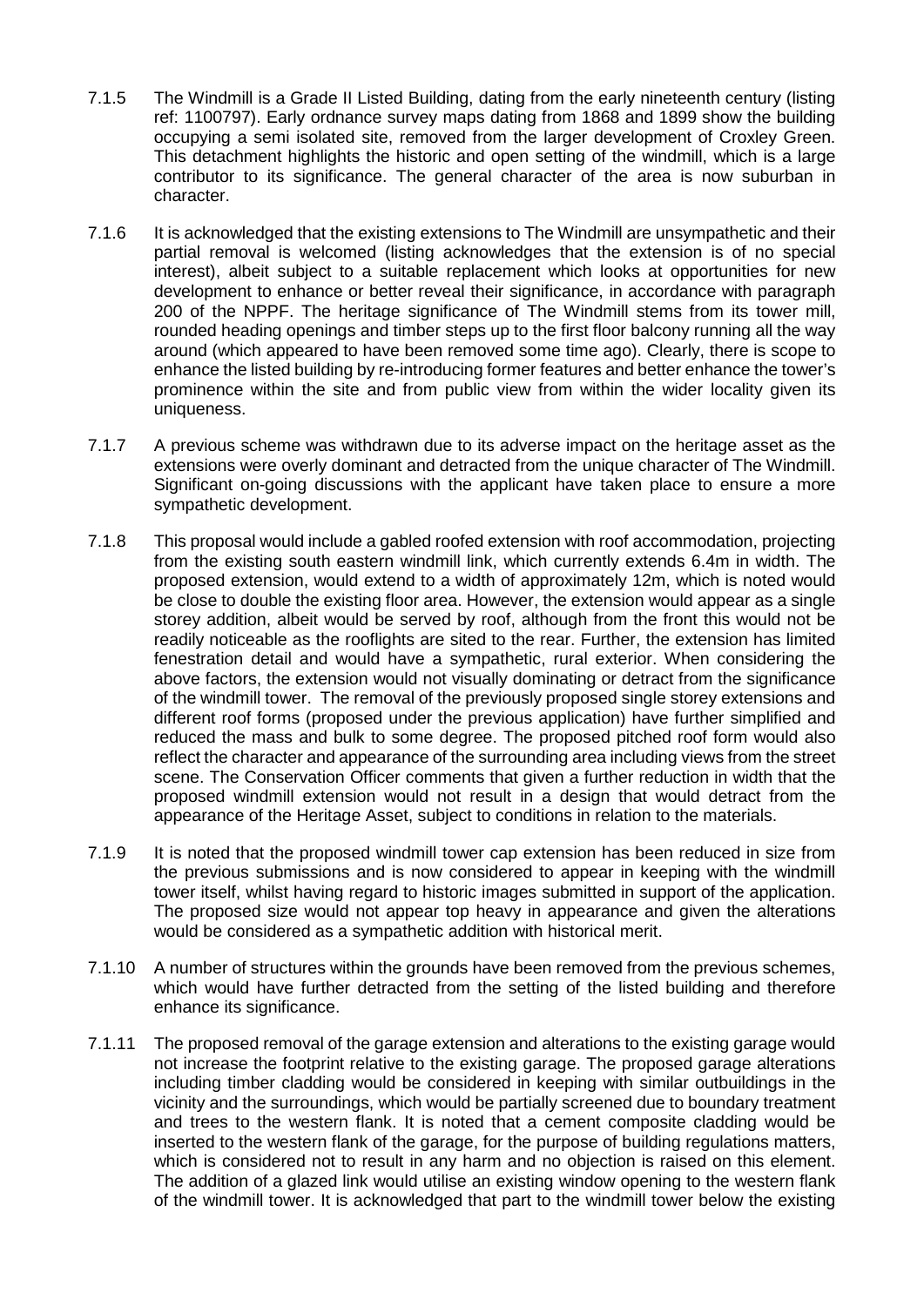7.1.5 The Windmill is a Grade II Listed Building, dating from the early nineteenth century (listing ref: 1100797). Early ordnance survey maps dating from 1868 and 1899 show the building occupying a semi isolated site, removed from the larger development of Croxley Green. This detachment highlights the historic and open setting of the windmill, which is a large contributor to its significance. The general character of the area is now suburban in character.

7.1.6 It is acknowledged that the existing extensions to The Windmill are unsympathetic and their partial removal is welcomed (listing acknowledges that the extension is of no special interest), albeit subject to a suitable replacement which looks at opportunities for new development to enhance or better reveal their significance, in accordance with paragraph 200 of the NPPF. The heritage significance of The Windmill stems from its tower mill, rounded heading openings and timber steps up to the first floor balcony running all the way around (which appeared to have been removed some time ago). Clearly, there is scope to enhance the listed building by re-introducing former features and better enhance the tower's prominence within the site and from public view from within the wider locality given its uniqueness.

7.1.7 A previous scheme was withdrawn due to its adverse impact on the heritage asset as the extensions were overly dominant and detracted from the unique character of The Windmill. Significant on-going discussions with the applicant have taken place to ensure a more sympathetic development.

7.1.8 This proposal would include a gabled roofed extension with roof accommodation, projecting from the existing south eastern windmill link, which currently extends 6.4m in width. The proposed extension, would extend to a width of approximately 12m, which is noted would be close to double the existing floor area. However, the extension would appear as a single storey addition, albeit would be served by roof, although from the front this would not be readily noticeable as the rooflights are sited to the rear. Further, the extension has limited fenestration detail and would have a sympathetic, rural exterior. When considering the above factors, the extension would not visually dominating or detract from the significance of the windmill tower. The removal of the previously proposed single storey extensions and different roof forms (proposed under the previous application) have further simplified and reduced the mass and bulk to some degree. The proposed pitched roof form would also reflect the character and appearance of the surrounding area including views from the street scene. The Conservation Officer comments that given a further reduction in width that the proposed windmill extension would not result in a design that would detract from the appearance of the Heritage Asset, subject to conditions in relation to the materials.

7.1.9 It is noted that the proposed windmill tower cap extension has been reduced in size from the previous submissions and is now considered to appear in keeping with the windmill tower itself, whilst having regard to historic images submitted in support of the application. The proposed size would not appear top heavy in appearance and given the alterations would be considered as a sympathetic addition with historical merit.

7.1.10 A number of structures within the grounds have been removed from the previous schemes, which would have further detracted from the setting of the listed building and therefore enhance its significance.

7.1.11 The proposed removal of the garage extension and alterations to the existing garage would not increase the footprint relative to the existing garage. The proposed garage alterations including timber cladding would be considered in keeping with similar outbuildings in the vicinity and the surroundings, which would be partially screened due to boundary treatment and trees to the western flank. It is noted that a cement composite cladding would be inserted to the western flank of the garage, for the purpose of building regulations matters, which is considered not to result in any harm and no objection is raised on this element. The addition of a glazed link would utilise an existing window opening to the western flank of the windmill tower. It is acknowledged that part to the windmill tower below the existing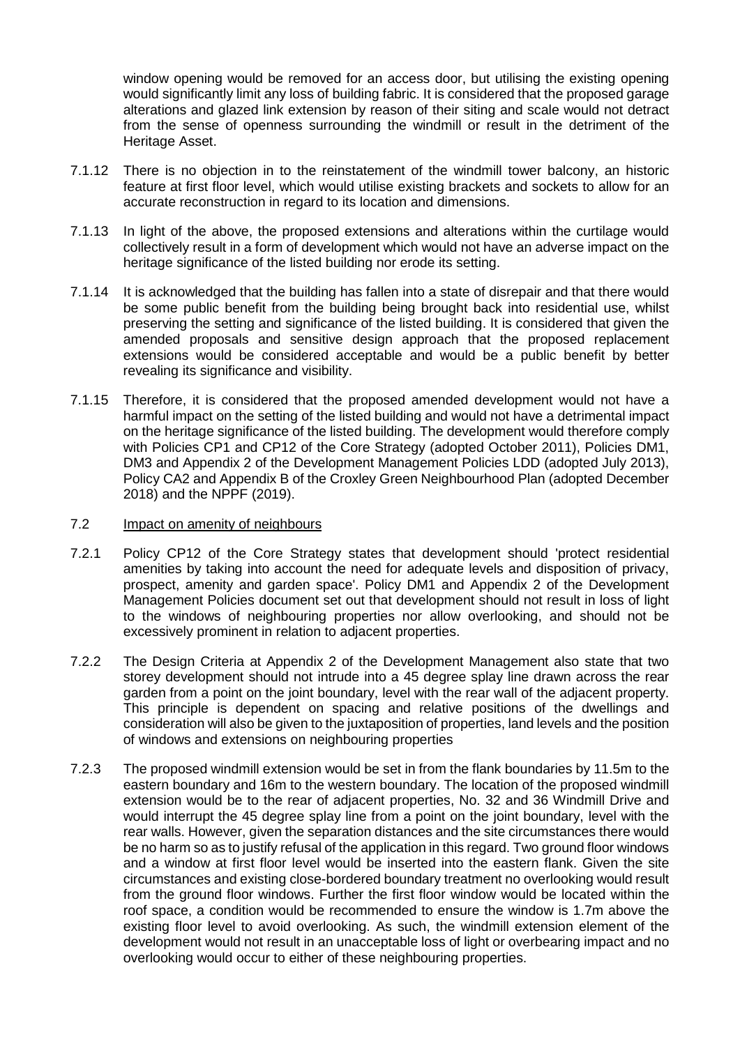window opening would be removed for an access door, but utilising the existing opening would significantly limit any loss of building fabric. It is considered that the proposed garage alterations and glazed link extension by reason of their siting and scale would not detract from the sense of openness surrounding the windmill or result in the detriment of the Heritage Asset.

7.1.12 There is no objection in to the reinstatement of the windmill tower balcony, an historic feature at first floor level, which would utilise existing brackets and sockets to allow for an accurate reconstruction in regard to its location and dimensions.

7.1.13 In light of the above, the proposed extensions and alterations within the curtilage would collectively result in a form of development which would not have an adverse impact on the heritage significance of the listed building nor erode its setting.

7.1.14 It is acknowledged that the building has fallen into a state of disrepair and that there would be some public benefit from the building being brought back into residential use, whilst preserving the setting and significance of the listed building. It is considered that given the amended proposals and sensitive design approach that the proposed replacement extensions would be considered acceptable and would be a public benefit by better revealing its significance and visibility.

7.1.15 Therefore, it is considered that the proposed amended development would not have a harmful impact on the setting of the listed building and would not have a detrimental impact on the heritage significance of the listed building. The development would therefore comply with Policies CP1 and CP12 of the Core Strategy (adopted October 2011), Policies DM1, DM3 and Appendix 2 of the Development Management Policies LDD (adopted July 2013), Policy CA2 and Appendix B of the Croxley Green Neighbourhood Plan (adopted December 2018) and the NPPF (2019).

7.2 Impact on amenity of neighbours

7.2.1 Policy CP12 of the Core Strategy states that development should 'protect residential amenities by taking into account the need for adequate levels and disposition of privacy, prospect, amenity and garden space'. Policy DM1 and Appendix 2 of the Development Management Policies document set out that development should not result in loss of light to the windows of neighbouring properties nor allow overlooking, and should not be excessively prominent in relation to adjacent properties.

7.2.2 The Design Criteria at Appendix 2 of the Development Management also state that two storey development should not intrude into a 45 degree splay line drawn across the rear garden from a point on the joint boundary, level with the rear wall of the adjacent property. This principle is dependent on spacing and relative positions of the dwellings and consideration will also be given to the juxtaposition of properties, land levels and the position of windows and extensions on neighbouring properties

7.2.3 The proposed windmill extension would be set in from the flank boundaries by 11.5m to the eastern boundary and 16m to the western boundary. The location of the proposed windmill extension would be to the rear of adjacent properties, No. 32 and 36 Windmill Drive and would interrupt the 45 degree splay line from a point on the joint boundary, level with the rear walls. However, given the separation distances and the site circumstances there would be no harm so as to justify refusal of the application in this regard. Two ground floor windows and a window at first floor level would be inserted into the eastern flank. Given the site circumstances and existing close-bordered boundary treatment no overlooking would result from the ground floor windows. Further the first floor window would be located within the roof space, a condition would be recommended to ensure the window is 1.7m above the existing floor level to avoid overlooking. As such, the windmill extension element of the development would not result in an unacceptable loss of light or overbearing impact and no overlooking would occur to either of these neighbouring properties.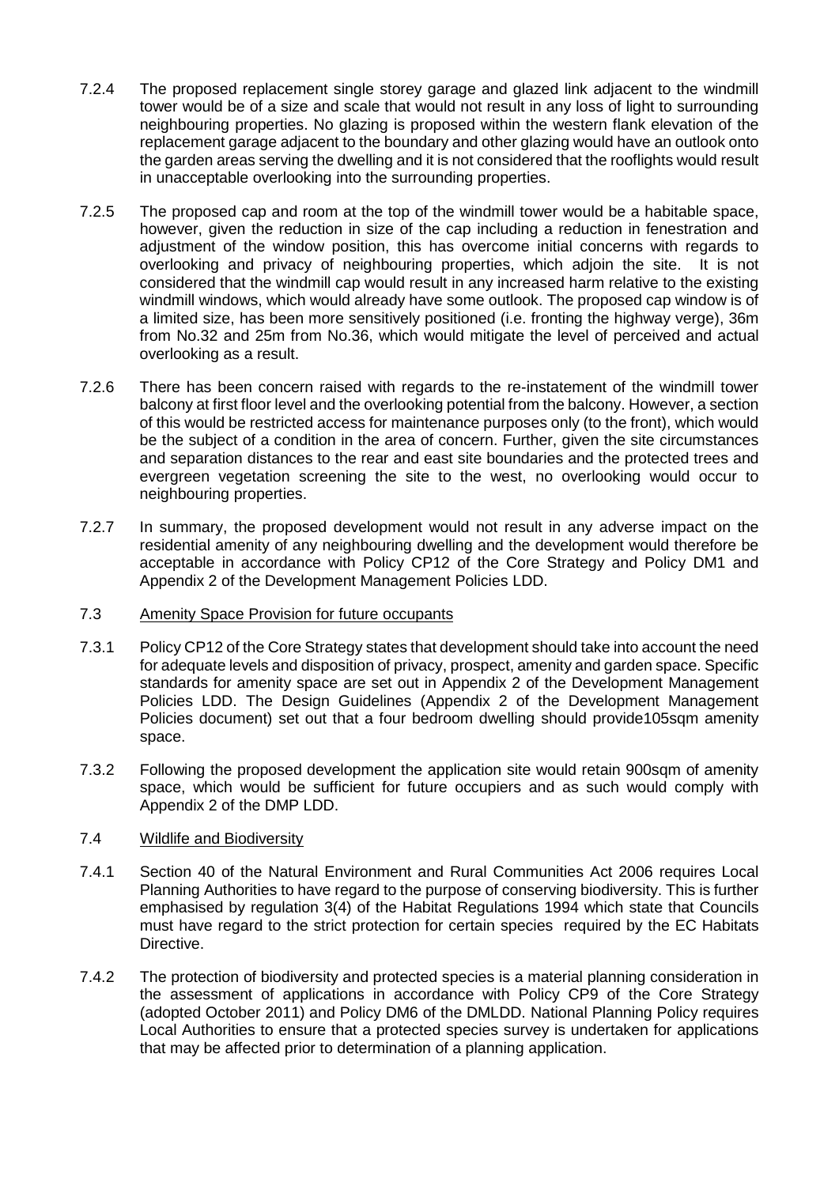7.2.4 The proposed replacement single storey garage and glazed link adjacent to the windmill tower would be of a size and scale that would not result in any loss of light to surrounding neighbouring properties. No glazing is proposed within the western flank elevation of the replacement garage adjacent to the boundary and other glazing would have an outlook onto the garden areas serving the dwelling and it is not considered that the rooflights would result in unacceptable overlooking into the surrounding properties.

7.2.5 The proposed cap and room at the top of the windmill tower would be a habitable space, however, given the reduction in size of the cap including a reduction in fenestration and adjustment of the window position, this has overcome initial concerns with regards to overlooking and privacy of neighbouring properties, which adjoin the site. It is not considered that the windmill cap would result in any increased harm relative to the existing windmill windows, which would already have some outlook. The proposed cap window is of a limited size, has been more sensitively positioned (i.e. fronting the highway verge), 36m from No.32 and 25m from No.36, which would mitigate the level of perceived and actual overlooking as a result.

7.2.6 There has been concern raised with regards to the re-instatement of the windmill tower balcony at first floor level and the overlooking potential from the balcony. However, a section of this would be restricted access for maintenance purposes only (to the front), which would be the subject of a condition in the area of concern. Further, given the site circumstances and separation distances to the rear and east site boundaries and the protected trees and evergreen vegetation screening the site to the west, no overlooking would occur to neighbouring properties.

7.2.7 In summary, the proposed development would not result in any adverse impact on the residential amenity of any neighbouring dwelling and the development would therefore be acceptable in accordance with Policy CP12 of the Core Strategy and Policy DM1 and Appendix 2 of the Development Management Policies LDD.

7.3 Amenity Space Provision for future occupants

7.3.1 Policy CP12 of the Core Strategy states that development should take into account the need for adequate levels and disposition of privacy, prospect, amenity and garden space. Specific standards for amenity space are set out in Appendix 2 of the Development Management Policies LDD. The Design Guidelines (Appendix 2 of the Development Management Policies document) set out that a four bedroom dwelling should provide105sqm amenity space.

7.3.2 Following the proposed development the application site would retain 900sqm of amenity space, which would be sufficient for future occupiers and as such would comply with Appendix 2 of the DMP LDD.

7.4 Wildlife and Biodiversity

7.4.1 Section 40 of the Natural Environment and Rural Communities Act 2006 requires Local Planning Authorities to have regard to the purpose of conserving biodiversity. This is further emphasised by regulation 3(4) of the Habitat Regulations 1994 which state that Councils must have regard to the strict protection for certain species required by the EC Habitats Directive.

7.4.2 The protection of biodiversity and protected species is a material planning consideration in the assessment of applications in accordance with Policy CP9 of the Core Strategy (adopted October 2011) and Policy DM6 of the DMLDD. National Planning Policy requires Local Authorities to ensure that a protected species survey is undertaken for applications that may be affected prior to determination of a planning application.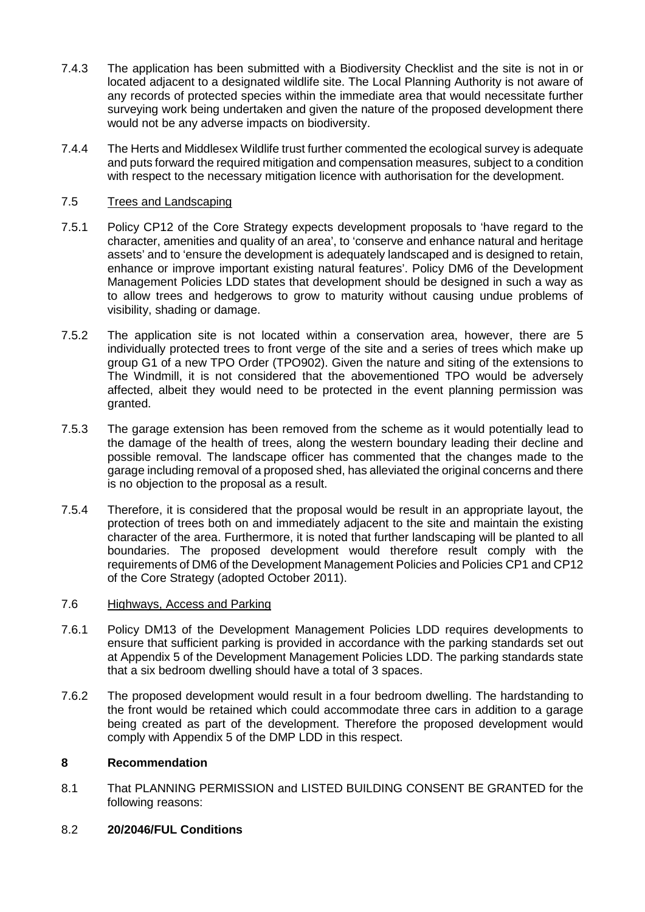7.4.3 The application has been submitted with a Biodiversity Checklist and the site is not in or located adjacent to a designated wildlife site. The Local Planning Authority is not aware of any records of protected species within the immediate area that would necessitate further surveying work being undertaken and given the nature of the proposed development there would not be any adverse impacts on biodiversity.

7.4.4 The Herts and Middlesex Wildlife trust further commented the ecological survey is adequate and puts forward the required mitigation and compensation measures, subject to a condition with respect to the necessary mitigation licence with authorisation for the development.

7.5 Trees and Landscaping

7.5.1 Policy CP12 of the Core Strategy expects development proposals to 'have regard to the character, amenities and quality of an area', to 'conserve and enhance natural and heritage assets' and to 'ensure the development is adequately landscaped and is designed to retain, enhance or improve important existing natural features'. Policy DM6 of the Development Management Policies LDD states that development should be designed in such a way as to allow trees and hedgerows to grow to maturity without causing undue problems of visibility, shading or damage.

7.5.2 The application site is not located within a conservation area, however, there are 5 individually protected trees to front verge of the site and a series of trees which make up group G1 of a new TPO Order (TPO902). Given the nature and siting of the extensions to The Windmill, it is not considered that the abovementioned TPO would be adversely affected, albeit they would need to be protected in the event planning permission was granted.

7.5.3 The garage extension has been removed from the scheme as it would potentially lead to the damage of the health of trees, along the western boundary leading their decline and possible removal. The landscape officer has commented that the changes made to the garage including removal of a proposed shed, has alleviated the original concerns and there is no objection to the proposal as a result.

7.5.4 Therefore, it is considered that the proposal would be result in an appropriate layout, the protection of trees both on and immediately adjacent to the site and maintain the existing character of the area. Furthermore, it is noted that further landscaping will be planted to all boundaries. The proposed development would therefore result comply with the requirements of DM6 of the Development Management Policies and Policies CP1 and CP12 of the Core Strategy (adopted October 2011).

7.6 Highways, Access and Parking

7.6.1 Policy DM13 of the Development Management Policies LDD requires developments to ensure that sufficient parking is provided in accordance with the parking standards set out at Appendix 5 of the Development Management Policies LDD. The parking standards state that a six bedroom dwelling should have a total of 3 spaces.

7.6.2 The proposed development would result in a four bedroom dwelling. The hardstanding to the front would be retained which could accommodate three cars in addition to a garage being created as part of the development. Therefore the proposed development would comply with Appendix 5 of the DMP LDD in this respect.

## 8 Recommendation

8.1 That PLANNING PERMISSION and LISTED BUILDING CONSENT BE GRANTED for the following reasons:

8.2 **20/2046/FUL Conditions**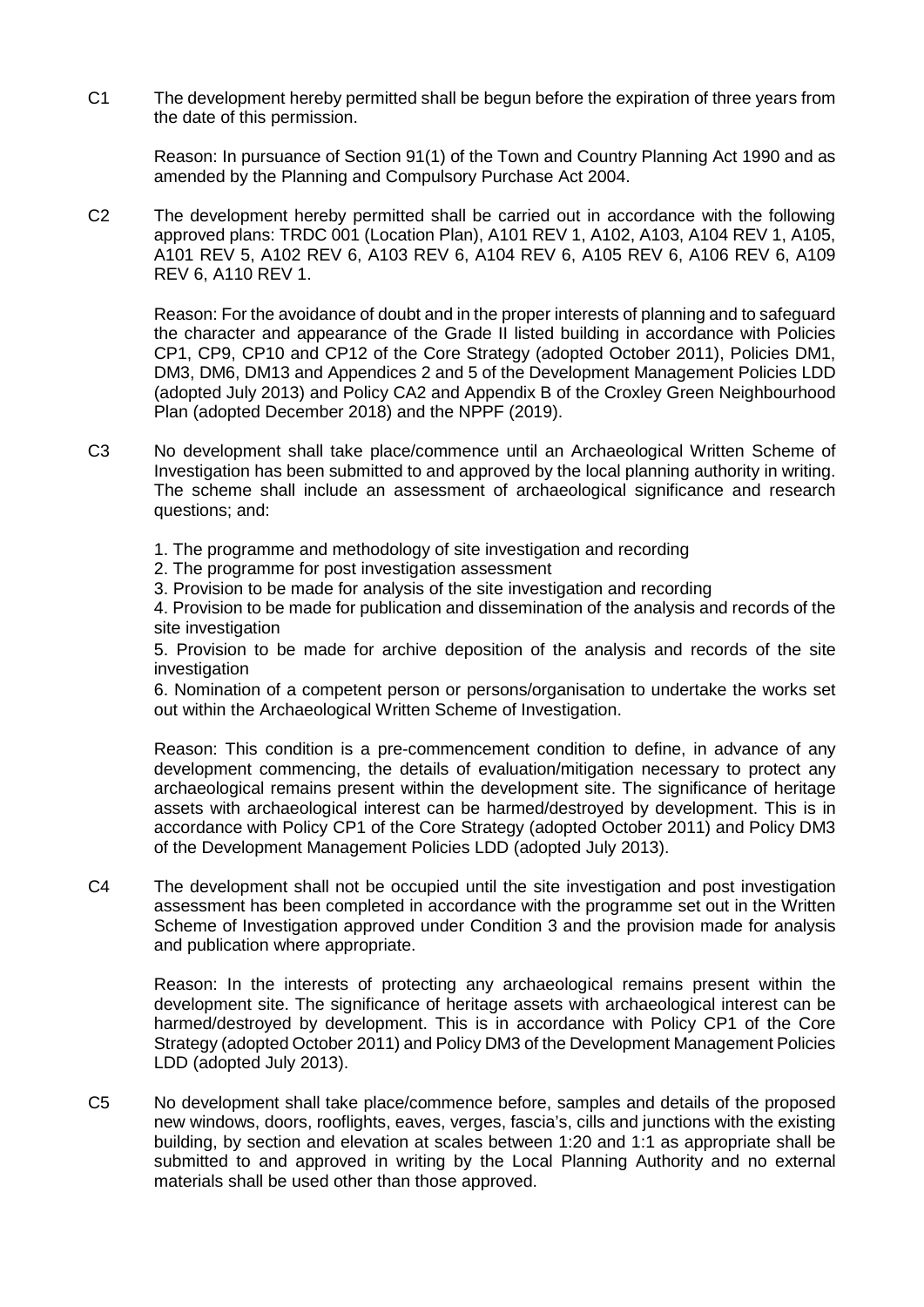C1 The development hereby permitted shall be begun before the expiration of three years from the date of this permission.

Reason: In pursuance of Section 91(1) of the Town and Country Planning Act 1990 and as amended by the Planning and Compulsory Purchase Act 2004.

C2 The development hereby permitted shall be carried out in accordance with the following approved plans: TRDC 001 (Location Plan), A101 REV 1, A102, A103, A104 REV 1, A105, A101 REV 5, A102 REV 6, A103 REV 6, A104 REV 6, A105 REV 6, A106 REV 6, A109 REV 6, A110 REV 1.

Reason: For the avoidance of doubt and in the proper interests of planning and to safeguard the character and appearance of the Grade II listed building in accordance with Policies CP1, CP9, CP10 and CP12 of the Core Strategy (adopted October 2011), Policies DM1, DM3, DM6, DM13 and Appendices 2 and 5 of the Development Management Policies LDD (adopted July 2013) and Policy CA2 and Appendix B of the Croxley Green Neighbourhood Plan (adopted December 2018) and the NPPF (2019).

C3 No development shall take place/commence until an Archaeological Written Scheme of Investigation has been submitted to and approved by the local planning authority in writing. The scheme shall include an assessment of archaeological significance and research questions; and:

1. The programme and methodology of site investigation and recording
2. The programme for post investigation assessment
3. Provision to be made for analysis of the site investigation and recording
4. Provision to be made for publication and dissemination of the analysis and records of the site investigation
5. Provision to be made for archive deposition of the analysis and records of the site investigation
6. Nomination of a competent person or persons/organisation to undertake the works set out within the Archaeological Written Scheme of Investigation.

Reason: This condition is a pre-commencement condition to define, in advance of any development commencing, the details of evaluation/mitigation necessary to protect any archaeological remains present within the development site. The significance of heritage assets with archaeological interest can be harmed/destroyed by development. This is in accordance with Policy CP1 of the Core Strategy (adopted October 2011) and Policy DM3 of the Development Management Policies LDD (adopted July 2013).

C4 The development shall not be occupied until the site investigation and post investigation assessment has been completed in accordance with the programme set out in the Written Scheme of Investigation approved under Condition 3 and the provision made for analysis and publication where appropriate.

Reason: In the interests of protecting any archaeological remains present within the development site. The significance of heritage assets with archaeological interest can be harmed/destroyed by development. This is in accordance with Policy CP1 of the Core Strategy (adopted October 2011) and Policy DM3 of the Development Management Policies LDD (adopted July 2013).

C5 No development shall take place/commence before, samples and details of the proposed new windows, doors, rooflights, eaves, verges, fascia's, cills and junctions with the existing building, by section and elevation at scales between 1:20 and 1:1 as appropriate shall be submitted to and approved in writing by the Local Planning Authority and no external materials shall be used other than those approved.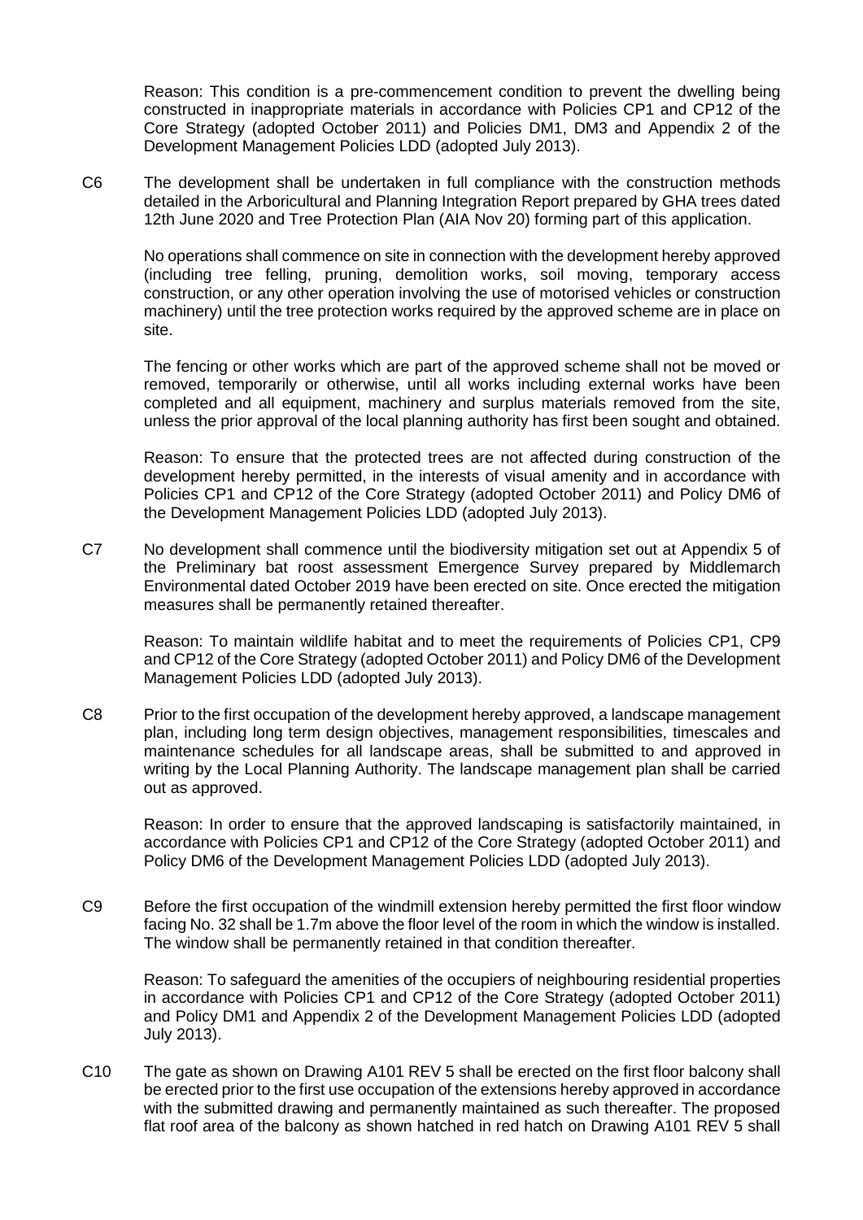Reason: This condition is a pre-commencement condition to prevent the dwelling being constructed in inappropriate materials in accordance with Policies CP1 and CP12 of the Core Strategy (adopted October 2011) and Policies DM1, DM3 and Appendix 2 of the Development Management Policies LDD (adopted July 2013).

C6 The development shall be undertaken in full compliance with the construction methods detailed in the Arboricultural and Planning Integration Report prepared by GHA trees dated 12th June 2020 and Tree Protection Plan (AIA Nov 20) forming part of this application.

No operations shall commence on site in connection with the development hereby approved (including tree felling, pruning, demolition works, soil moving, temporary access construction, or any other operation involving the use of motorised vehicles or construction machinery) until the tree protection works required by the approved scheme are in place on site.

The fencing or other works which are part of the approved scheme shall not be moved or removed, temporarily or otherwise, until all works including external works have been completed and all equipment, machinery and surplus materials removed from the site, unless the prior approval of the local planning authority has first been sought and obtained.

Reason: To ensure that the protected trees are not affected during construction of the development hereby permitted, in the interests of visual amenity and in accordance with Policies CP1 and CP12 of the Core Strategy (adopted October 2011) and Policy DM6 of the Development Management Policies LDD (adopted July 2013).

C7 No development shall commence until the biodiversity mitigation set out at Appendix 5 of the Preliminary bat roost assessment Emergence Survey prepared by Middlemarch Environmental dated October 2019 have been erected on site. Once erected the mitigation measures shall be permanently retained thereafter.

Reason: To maintain wildlife habitat and to meet the requirements of Policies CP1, CP9 and CP12 of the Core Strategy (adopted October 2011) and Policy DM6 of the Development Management Policies LDD (adopted July 2013).

C8 Prior to the first occupation of the development hereby approved, a landscape management plan, including long term design objectives, management responsibilities, timescales and maintenance schedules for all landscape areas, shall be submitted to and approved in writing by the Local Planning Authority. The landscape management plan shall be carried out as approved.

Reason: In order to ensure that the approved landscaping is satisfactorily maintained, in accordance with Policies CP1 and CP12 of the Core Strategy (adopted October 2011) and Policy DM6 of the Development Management Policies LDD (adopted July 2013).

C9 Before the first occupation of the windmill extension hereby permitted the first floor window facing No. 32 shall be 1.7m above the floor level of the room in which the window is installed. The window shall be permanently retained in that condition thereafter.

Reason: To safeguard the amenities of the occupiers of neighbouring residential properties in accordance with Policies CP1 and CP12 of the Core Strategy (adopted October 2011) and Policy DM1 and Appendix 2 of the Development Management Policies LDD (adopted July 2013).

C10 The gate as shown on Drawing A101 REV 5 shall be erected on the first floor balcony shall be erected prior to the first use occupation of the extensions hereby approved in accordance with the submitted drawing and permanently maintained as such thereafter. The proposed flat roof area of the balcony as shown hatched in red hatch on Drawing A101 REV 5 shall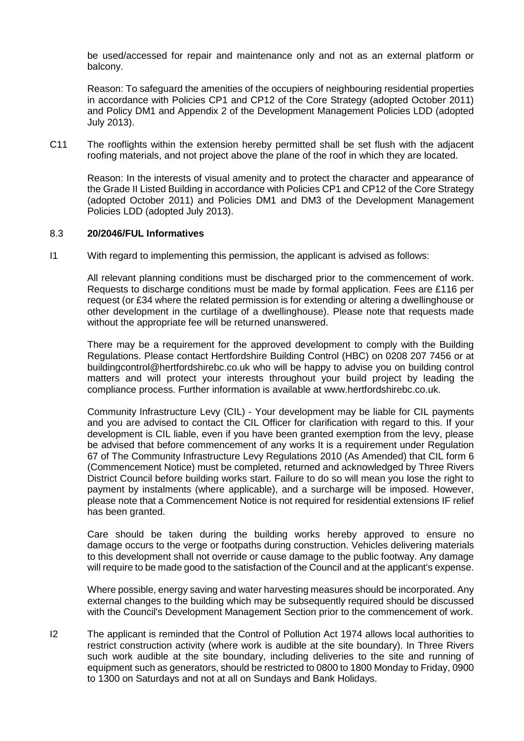be used/accessed for repair and maintenance only and not as an external platform or balcony.

Reason: To safeguard the amenities of the occupiers of neighbouring residential properties in accordance with Policies CP1 and CP12 of the Core Strategy (adopted October 2011) and Policy DM1 and Appendix 2 of the Development Management Policies LDD (adopted July 2013).

C11 The rooflights within the extension hereby permitted shall be set flush with the adjacent roofing materials, and not project above the plane of the roof in which they are located.

Reason: In the interests of visual amenity and to protect the character and appearance of the Grade II Listed Building in accordance with Policies CP1 and CP12 of the Core Strategy (adopted October 2011) and Policies DM1 and DM3 of the Development Management Policies LDD (adopted July 2013).

8.3 **20/2046/FUL Informatives**

I1 With regard to implementing this permission, the applicant is advised as follows:

All relevant planning conditions must be discharged prior to the commencement of work. Requests to discharge conditions must be made by formal application. Fees are £116 per request (or £34 where the related permission is for extending or altering a dwellinghouse or other development in the curtilage of a dwellinghouse). Please note that requests made without the appropriate fee will be returned unanswered.

There may be a requirement for the approved development to comply with the Building Regulations. Please contact Hertfordshire Building Control (HBC) on 0208 207 7456 or at buildingcontrol@hertfordshirebc.co.uk who will be happy to advise you on building control matters and will protect your interests throughout your build project by leading the compliance process. Further information is available at www.hertfordshirebc.co.uk.

Community Infrastructure Levy (CIL) - Your development may be liable for CIL payments and you are advised to contact the CIL Officer for clarification with regard to this. If your development is CIL liable, even if you have been granted exemption from the levy, please be advised that before commencement of any works It is a requirement under Regulation 67 of The Community Infrastructure Levy Regulations 2010 (As Amended) that CIL form 6 (Commencement Notice) must be completed, returned and acknowledged by Three Rivers District Council before building works start. Failure to do so will mean you lose the right to payment by instalments (where applicable), and a surcharge will be imposed. However, please note that a Commencement Notice is not required for residential extensions IF relief has been granted.

Care should be taken during the building works hereby approved to ensure no damage occurs to the verge or footpaths during construction. Vehicles delivering materials to this development shall not override or cause damage to the public footway. Any damage will require to be made good to the satisfaction of the Council and at the applicant's expense.

Where possible, energy saving and water harvesting measures should be incorporated. Any external changes to the building which may be subsequently required should be discussed with the Council's Development Management Section prior to the commencement of work.

I2 The applicant is reminded that the Control of Pollution Act 1974 allows local authorities to restrict construction activity (where work is audible at the site boundary). In Three Rivers such work audible at the site boundary, including deliveries to the site and running of equipment such as generators, should be restricted to 0800 to 1800 Monday to Friday, 0900 to 1300 on Saturdays and not at all on Sundays and Bank Holidays.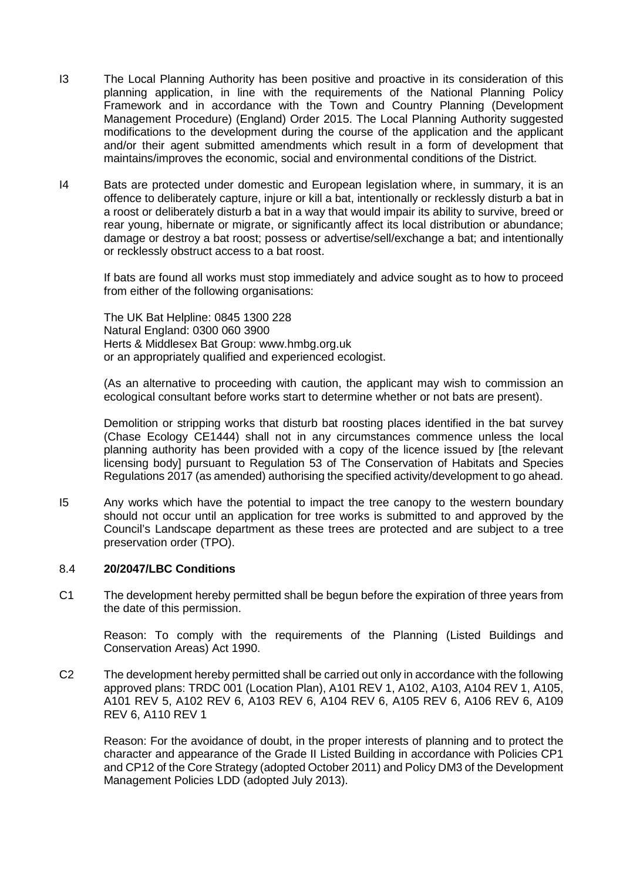I3 The Local Planning Authority has been positive and proactive in its consideration of this planning application, in line with the requirements of the National Planning Policy Framework and in accordance with the Town and Country Planning (Development Management Procedure) (England) Order 2015. The Local Planning Authority suggested modifications to the development during the course of the application and the applicant and/or their agent submitted amendments which result in a form of development that maintains/improves the economic, social and environmental conditions of the District.

I4 Bats are protected under domestic and European legislation where, in summary, it is an offence to deliberately capture, injure or kill a bat, intentionally or recklessly disturb a bat in a roost or deliberately disturb a bat in a way that would impair its ability to survive, breed or rear young, hibernate or migrate, or significantly affect its local distribution or abundance; damage or destroy a bat roost; possess or advertise/sell/exchange a bat; and intentionally or recklessly obstruct access to a bat roost.

If bats are found all works must stop immediately and advice sought as to how to proceed from either of the following organisations:

The UK Bat Helpline: 0845 1300 228
Natural England: 0300 060 3900
Herts & Middlesex Bat Group: www.hmbg.org.uk
or an appropriately qualified and experienced ecologist.

(As an alternative to proceeding with caution, the applicant may wish to commission an ecological consultant before works start to determine whether or not bats are present).

Demolition or stripping works that disturb bat roosting places identified in the bat survey (Chase Ecology CE1444) shall not in any circumstances commence unless the local planning authority has been provided with a copy of the licence issued by [the relevant licensing body] pursuant to Regulation 53 of The Conservation of Habitats and Species Regulations 2017 (as amended) authorising the specified activity/development to go ahead.

I5 Any works which have the potential to impact the tree canopy to the western boundary should not occur until an application for tree works is submitted to and approved by the Council's Landscape department as these trees are protected and are subject to a tree preservation order (TPO).

## 8.4 **20/2047/LBC Conditions**

C1 The development hereby permitted shall be begun before the expiration of three years from the date of this permission.

Reason: To comply with the requirements of the Planning (Listed Buildings and Conservation Areas) Act 1990.

C2 The development hereby permitted shall be carried out only in accordance with the following approved plans: TRDC 001 (Location Plan), A101 REV 1, A102, A103, A104 REV 1, A105, A101 REV 5, A102 REV 6, A103 REV 6, A104 REV 6, A105 REV 6, A106 REV 6, A109 REV 6, A110 REV 1

Reason: For the avoidance of doubt, in the proper interests of planning and to protect the character and appearance of the Grade II Listed Building in accordance with Policies CP1 and CP12 of the Core Strategy (adopted October 2011) and Policy DM3 of the Development Management Policies LDD (adopted July 2013).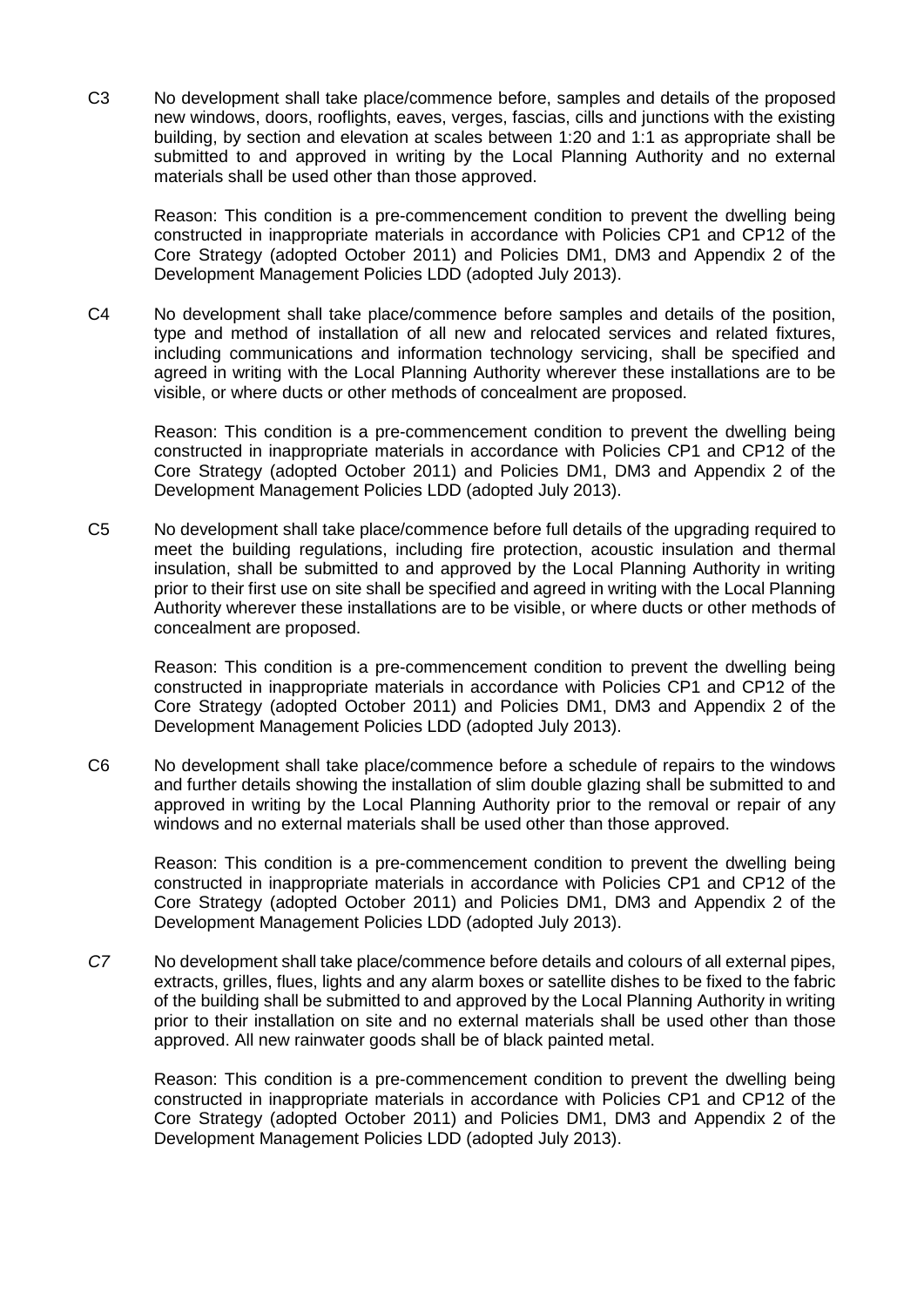C3 No development shall take place/commence before, samples and details of the proposed new windows, doors, rooflights, eaves, verges, fascias, cills and junctions with the existing building, by section and elevation at scales between 1:20 and 1:1 as appropriate shall be submitted to and approved in writing by the Local Planning Authority and no external materials shall be used other than those approved.

Reason: This condition is a pre-commencement condition to prevent the dwelling being constructed in inappropriate materials in accordance with Policies CP1 and CP12 of the Core Strategy (adopted October 2011) and Policies DM1, DM3 and Appendix 2 of the Development Management Policies LDD (adopted July 2013).

C4 No development shall take place/commence before samples and details of the position, type and method of installation of all new and relocated services and related fixtures, including communications and information technology servicing, shall be specified and agreed in writing with the Local Planning Authority wherever these installations are to be visible, or where ducts or other methods of concealment are proposed.

Reason: This condition is a pre-commencement condition to prevent the dwelling being constructed in inappropriate materials in accordance with Policies CP1 and CP12 of the Core Strategy (adopted October 2011) and Policies DM1, DM3 and Appendix 2 of the Development Management Policies LDD (adopted July 2013).

C5 No development shall take place/commence before full details of the upgrading required to meet the building regulations, including fire protection, acoustic insulation and thermal insulation, shall be submitted to and approved by the Local Planning Authority in writing prior to their first use on site shall be specified and agreed in writing with the Local Planning Authority wherever these installations are to be visible, or where ducts or other methods of concealment are proposed.

Reason: This condition is a pre-commencement condition to prevent the dwelling being constructed in inappropriate materials in accordance with Policies CP1 and CP12 of the Core Strategy (adopted October 2011) and Policies DM1, DM3 and Appendix 2 of the Development Management Policies LDD (adopted July 2013).

C6 No development shall take place/commence before a schedule of repairs to the windows and further details showing the installation of slim double glazing shall be submitted to and approved in writing by the Local Planning Authority prior to the removal or repair of any windows and no external materials shall be used other than those approved.

Reason: This condition is a pre-commencement condition to prevent the dwelling being constructed in inappropriate materials in accordance with Policies CP1 and CP12 of the Core Strategy (adopted October 2011) and Policies DM1, DM3 and Appendix 2 of the Development Management Policies LDD (adopted July 2013).

*C7* No development shall take place/commence before details and colours of all external pipes, extracts, grilles, flues, lights and any alarm boxes or satellite dishes to be fixed to the fabric of the building shall be submitted to and approved by the Local Planning Authority in writing prior to their installation on site and no external materials shall be used other than those approved. All new rainwater goods shall be of black painted metal.

Reason: This condition is a pre-commencement condition to prevent the dwelling being constructed in inappropriate materials in accordance with Policies CP1 and CP12 of the Core Strategy (adopted October 2011) and Policies DM1, DM3 and Appendix 2 of the Development Management Policies LDD (adopted July 2013).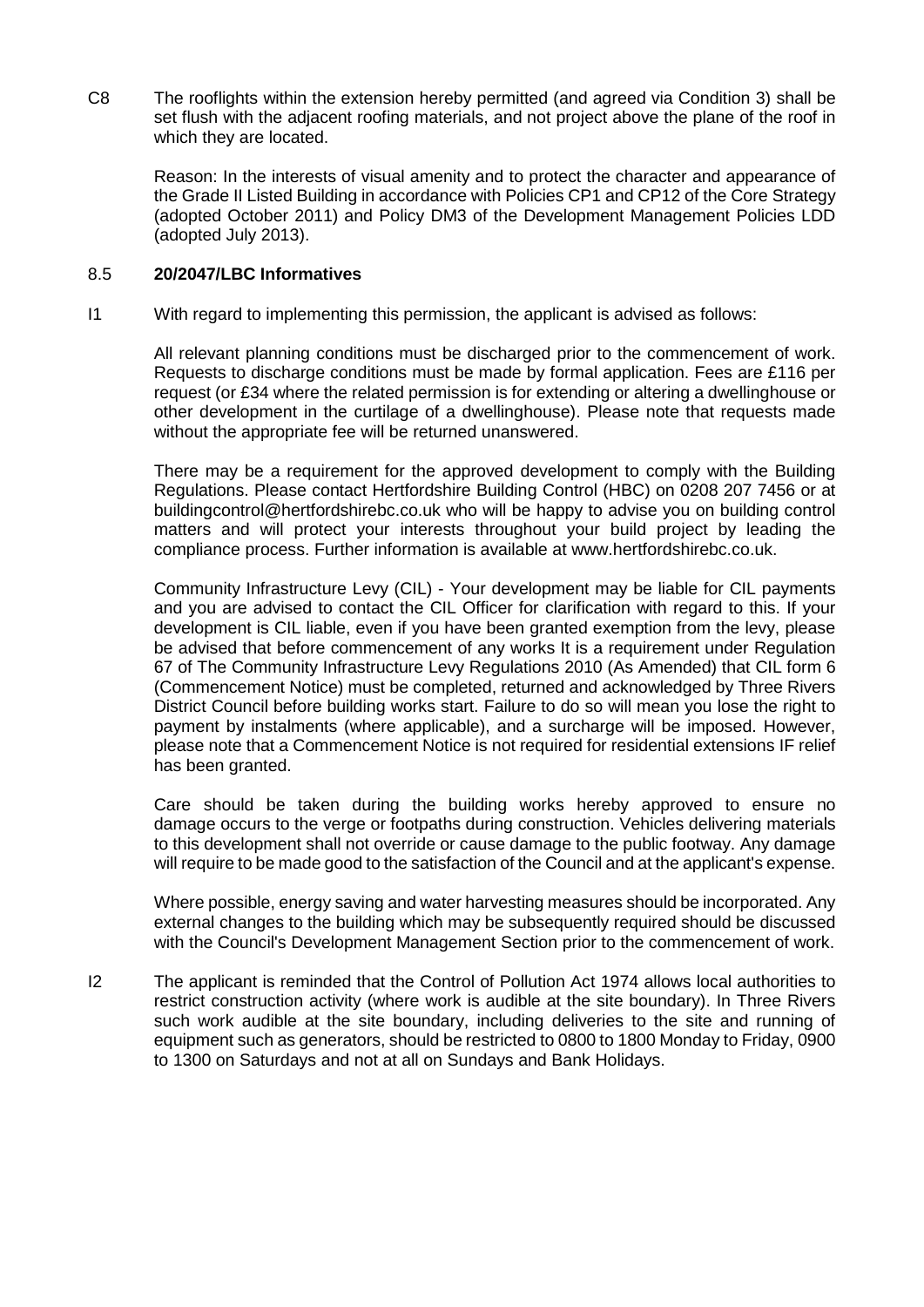C8 The rooflights within the extension hereby permitted (and agreed via Condition 3) shall be set flush with the adjacent roofing materials, and not project above the plane of the roof in which they are located.

Reason: In the interests of visual amenity and to protect the character and appearance of the Grade II Listed Building in accordance with Policies CP1 and CP12 of the Core Strategy (adopted October 2011) and Policy DM3 of the Development Management Policies LDD (adopted July 2013).

8.5 **20/2047/LBC Informatives**

I1 With regard to implementing this permission, the applicant is advised as follows:

All relevant planning conditions must be discharged prior to the commencement of work. Requests to discharge conditions must be made by formal application. Fees are £116 per request (or £34 where the related permission is for extending or altering a dwellinghouse or other development in the curtilage of a dwellinghouse). Please note that requests made without the appropriate fee will be returned unanswered.

There may be a requirement for the approved development to comply with the Building Regulations. Please contact Hertfordshire Building Control (HBC) on 0208 207 7456 or at buildingcontrol@hertfordshirebc.co.uk who will be happy to advise you on building control matters and will protect your interests throughout your build project by leading the compliance process. Further information is available at www.hertfordshirebc.co.uk.

Community Infrastructure Levy (CIL) - Your development may be liable for CIL payments and you are advised to contact the CIL Officer for clarification with regard to this. If your development is CIL liable, even if you have been granted exemption from the levy, please be advised that before commencement of any works It is a requirement under Regulation 67 of The Community Infrastructure Levy Regulations 2010 (As Amended) that CIL form 6 (Commencement Notice) must be completed, returned and acknowledged by Three Rivers District Council before building works start. Failure to do so will mean you lose the right to payment by instalments (where applicable), and a surcharge will be imposed. However, please note that a Commencement Notice is not required for residential extensions IF relief has been granted.

Care should be taken during the building works hereby approved to ensure no damage occurs to the verge or footpaths during construction. Vehicles delivering materials to this development shall not override or cause damage to the public footway. Any damage will require to be made good to the satisfaction of the Council and at the applicant's expense.

Where possible, energy saving and water harvesting measures should be incorporated. Any external changes to the building which may be subsequently required should be discussed with the Council's Development Management Section prior to the commencement of work.

I2 The applicant is reminded that the Control of Pollution Act 1974 allows local authorities to restrict construction activity (where work is audible at the site boundary). In Three Rivers such work audible at the site boundary, including deliveries to the site and running of equipment such as generators, should be restricted to 0800 to 1800 Monday to Friday, 0900 to 1300 on Saturdays and not at all on Sundays and Bank Holidays.